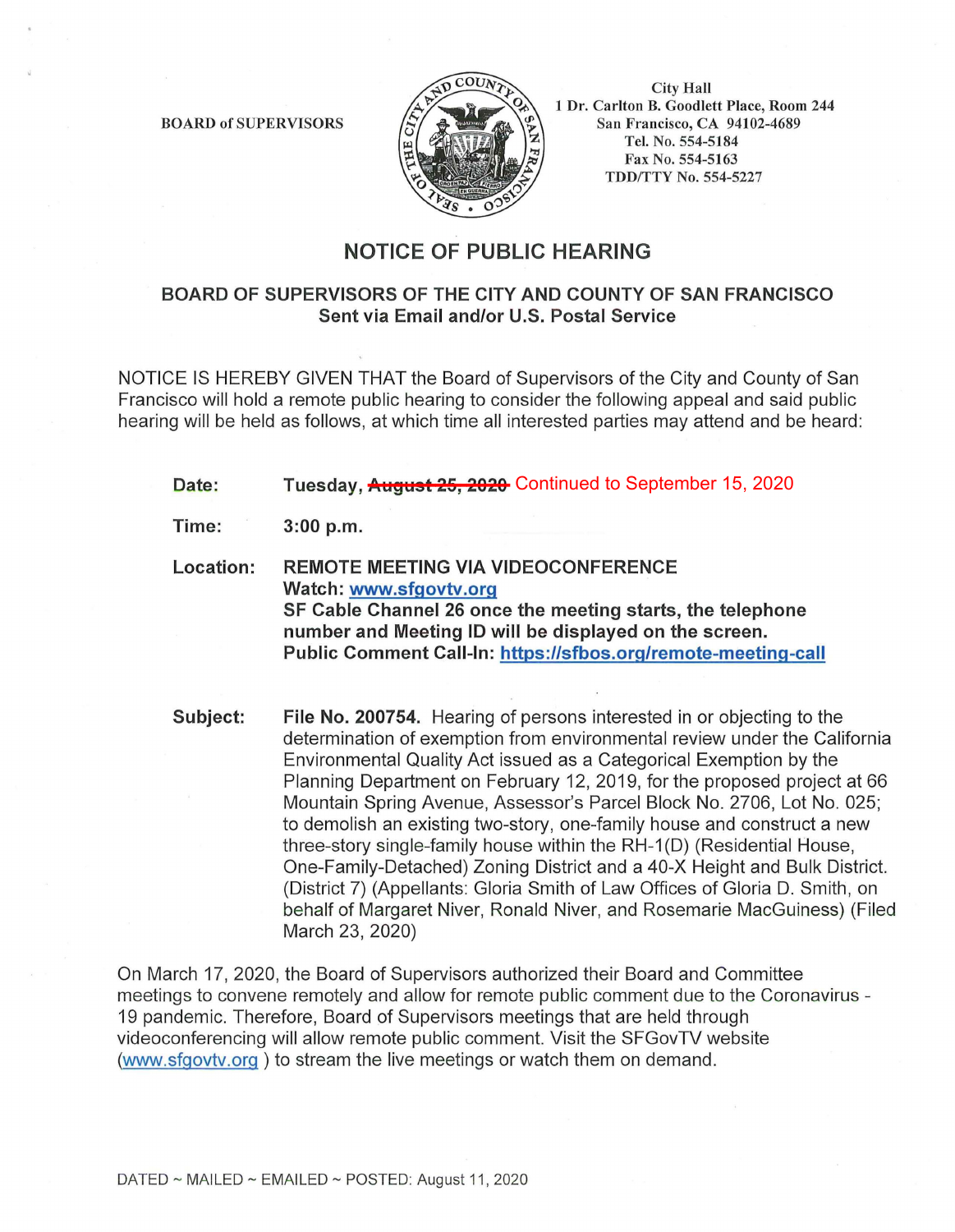BOARD of SUPERVISORS

City Hall
1 Dr. Carlton B. Goodlett Place, Room 244
San Francisco, CA 94102-4689
Tel. No. 554-5184
Fax No. 554-5163
TDD/TTY No. 554-5227

# NOTICE OF PUBLIC HEARING

## BOARD OF SUPERVISORS OF THE CITY AND COUNTY OF SAN FRANCISCO
**Sent via Email and/or U.S. Postal Service**

NOTICE IS HEREBY GIVEN THAT the Board of Supervisors of the City and County of San Francisco will hold a remote public hearing to consider the following appeal and said public hearing will be held as follows, at which time all interested parties may attend and be heard:

**Date:** **Tuesday, ~~August 25, 2020~~** Continued to September 15, 2020

**Time:** **3:00 p.m.**

**Location:** **REMOTE MEETING VIA VIDEOCONFERENCE**
**Watch: www.sfgovtv.org**
**SF Cable Channel 26 once the meeting starts, the telephone number and Meeting ID will be displayed on the screen.**
**Public Comment Call-In: https://sfbos.org/remote-meeting-call**

**Subject:** **File No. 200754.** Hearing of persons interested in or objecting to the determination of exemption from environmental review under the California Environmental Quality Act issued as a Categorical Exemption by the Planning Department on February 12, 2019, for the proposed project at 66 Mountain Spring Avenue, Assessor's Parcel Block No. 2706, Lot No. 025; to demolish an existing two-story, one-family house and construct a new three-story single-family house within the RH-1(D) (Residential House, One-Family-Detached) Zoning District and a 40-X Height and Bulk District. (District 7) (Appellants: Gloria Smith of Law Offices of Gloria D. Smith, on behalf of Margaret Niver, Ronald Niver, and Rosemarie MacGuiness) (Filed March 23, 2020)

On March 17, 2020, the Board of Supervisors authorized their Board and Committee meetings to convene remotely and allow for remote public comment due to the Coronavirus - 19 pandemic. Therefore, Board of Supervisors meetings that are held through videoconferencing will allow remote public comment. Visit the SFGovTV website (www.sfgovtv.org ) to stream the live meetings or watch them on demand.

DATED ~ MAILED ~ EMAILED ~ POSTED: August 11, 2020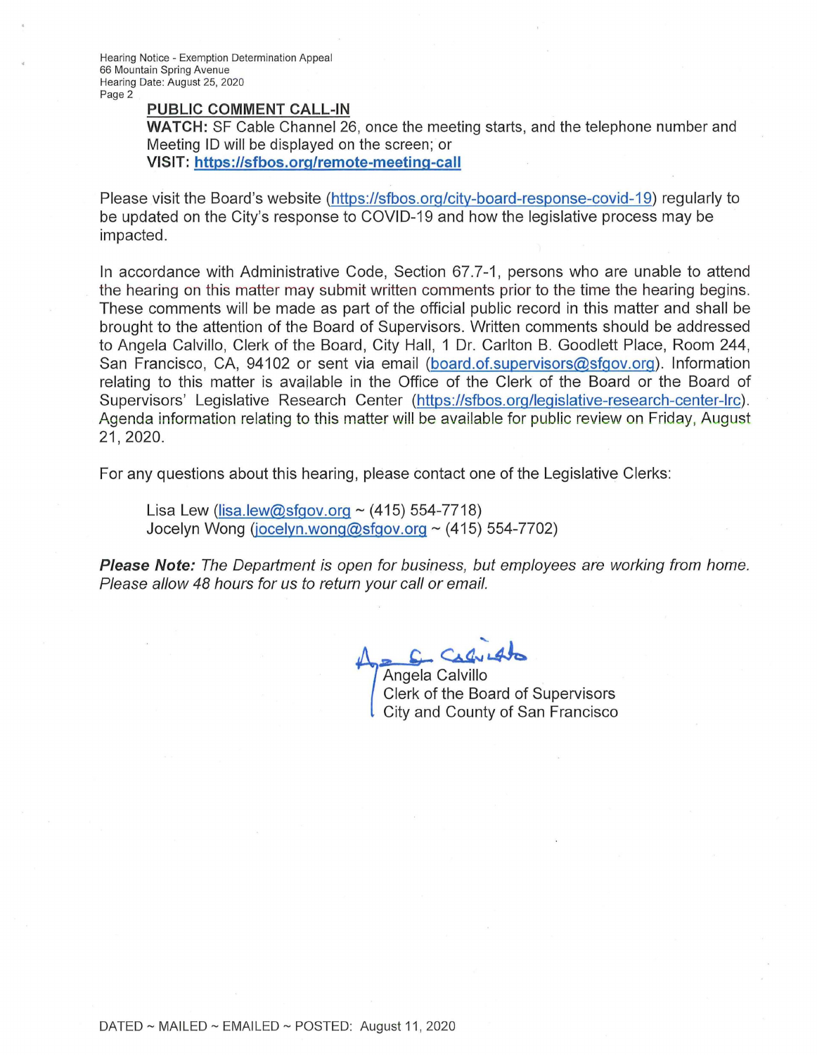**PUBLIC COMMENT CALL-IN**

**WATCH:** SF Cable Channel 26, once the meeting starts, and the telephone number and Meeting ID will be displayed on the screen; or

**VISIT: https://sfbos.org/remote-meeting-call**

Please visit the Board's website (https://sfbos.org/city-board-response-covid-19) regularly to be updated on the City's response to COVID-19 and how the legislative process may be impacted.

In accordance with Administrative Code, Section 67.7-1, persons who are unable to attend the hearing on this matter may submit written comments prior to the time the hearing begins. These comments will be made as part of the official public record in this matter and shall be brought to the attention of the Board of Supervisors. Written comments should be addressed to Angela Calvillo, Clerk of the Board, City Hall, 1 Dr. Carlton B. Goodlett Place, Room 244, San Francisco, CA, 94102 or sent via email (board.of.supervisors@sfgov.org). Information relating to this matter is available in the Office of the Clerk of the Board or the Board of Supervisors' Legislative Research Center (https://sfbos.org/legislative-research-center-lrc). Agenda information relating to this matter will be available for public review on Friday, August 21, 2020.

For any questions about this hearing, please contact one of the Legislative Clerks:

Lisa Lew (lisa.lew@sfgov.org ~ (415) 554-7718)
Jocelyn Wong (jocelyn.wong@sfgov.org ~ (415) 554-7702)

***Please Note:*** *The Department is open for business, but employees are working from home. Please allow 48 hours for us to return your call or email.*

Angela Calvillo
Clerk of the Board of Supervisors
City and County of San Francisco

DATED ~ MAILED ~ EMAILED ~ POSTED: August 11, 2020